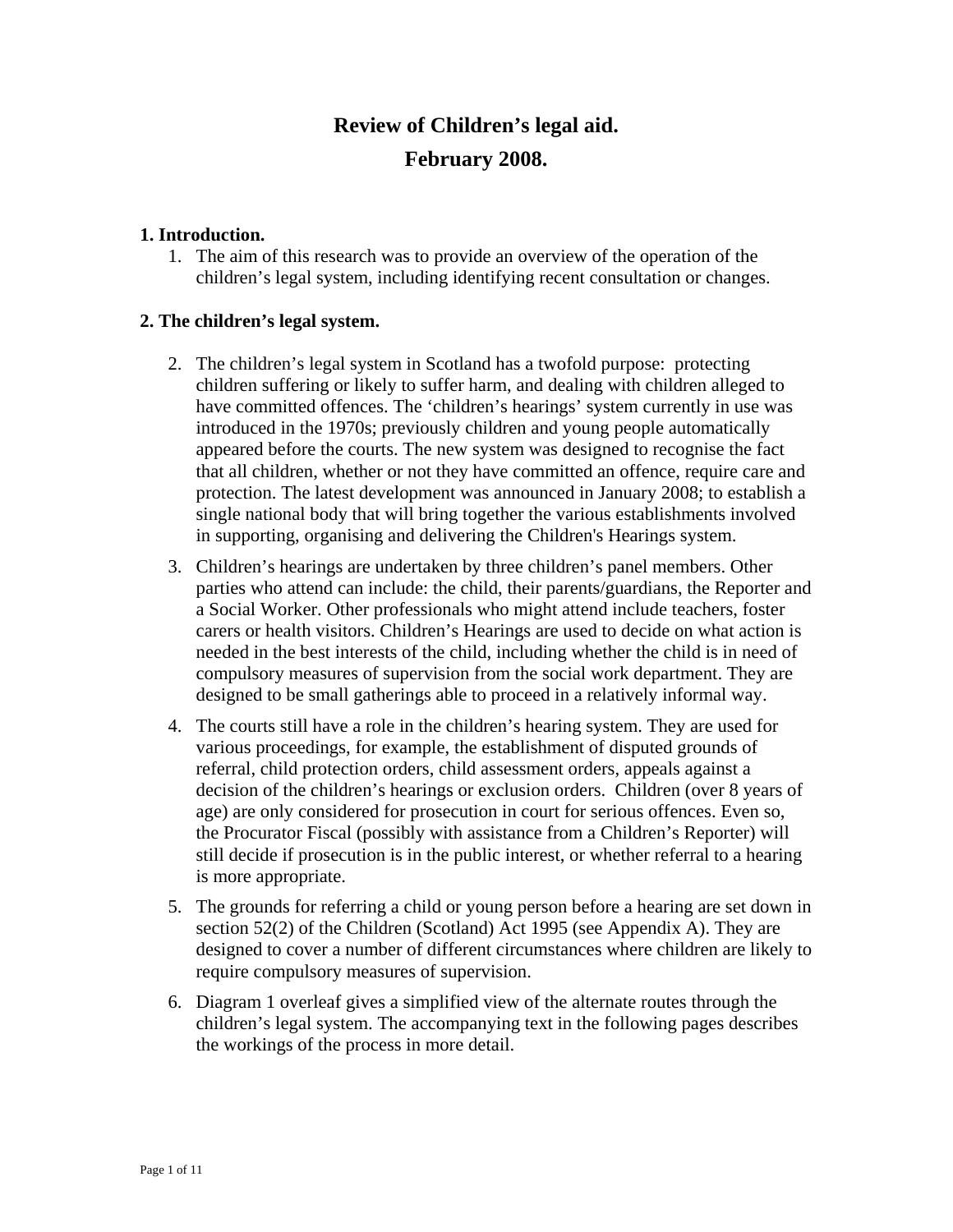# Review of Children's legal aid.

# February 2008.

## 1. Introduction.

1. The aim of this research was to provide an overview of the operation of the children's legal system, including identifying recent consultation or changes.

## 2. The children's legal system.

2. The children's legal system in Scotland has a twofold purpose: protecting children suffering or likely to suffer harm, and dealing with children alleged to have committed offences. The 'children's hearings' system currently in use was introduced in the 1970s; previously children and young people automatically appeared before the courts. The new system was designed to recognise the fact that all children, whether or not they have committed an offence, require care and protection. The latest development was announced in January 2008; to establish a single national body that will bring together the various establishments involved in supporting, organising and delivering the Children's Hearings system.

3. Children's hearings are undertaken by three children's panel members. Other parties who attend can include: the child, their parents/guardians, the Reporter and a Social Worker. Other professionals who might attend include teachers, foster carers or health visitors. Children's Hearings are used to decide on what action is needed in the best interests of the child, including whether the child is in need of compulsory measures of supervision from the social work department. They are designed to be small gatherings able to proceed in a relatively informal way.

4. The courts still have a role in the children's hearing system. They are used for various proceedings, for example, the establishment of disputed grounds of referral, child protection orders, child assessment orders, appeals against a decision of the children's hearings or exclusion orders. Children (over 8 years of age) are only considered for prosecution in court for serious offences. Even so, the Procurator Fiscal (possibly with assistance from a Children's Reporter) will still decide if prosecution is in the public interest, or whether referral to a hearing is more appropriate.

5. The grounds for referring a child or young person before a hearing are set down in section 52(2) of the Children (Scotland) Act 1995 (see Appendix A). They are designed to cover a number of different circumstances where children are likely to require compulsory measures of supervision.

6. Diagram 1 overleaf gives a simplified view of the alternate routes through the children's legal system. The accompanying text in the following pages describes the workings of the process in more detail.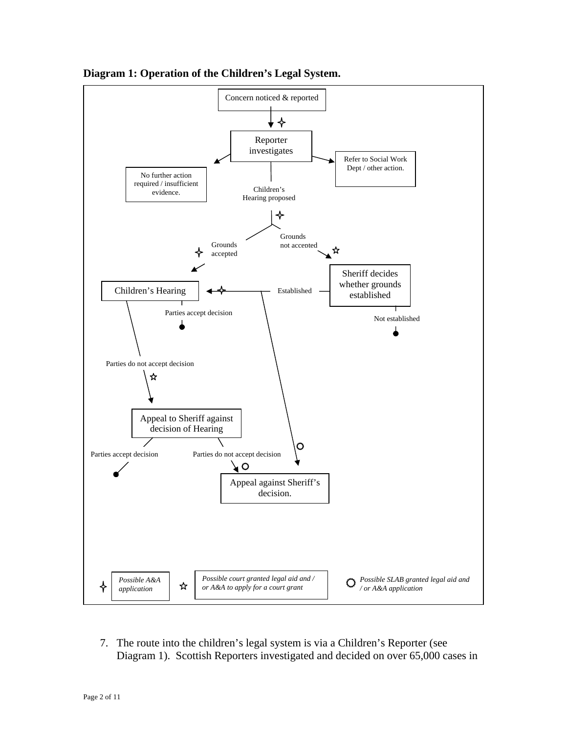**Diagram 1: Operation of the Children's Legal System.**

Concern noticed & reported

Reporter investigates

No further action required / insufficient evidence.

Refer to Social Work Dept / other action.

Children's Hearing proposed

Grounds accepted

Grounds not accepted

Sheriff decides whether grounds established

Established

Not established

Children's Hearing

Parties accept decision

Parties do not accept decision

Appeal to Sheriff against decision of Hearing

Parties accept decision

Parties do not accept decision

Appeal against Sheriff's decision.

*Possible A&A application*

*Possible court granted legal aid and / or A&A to apply for a court grant*

*Possible SLAB granted legal aid and / or A&A application*

7. The route into the children's legal system is via a Children's Reporter (see Diagram 1). Scottish Reporters investigated and decided on over 65,000 cases in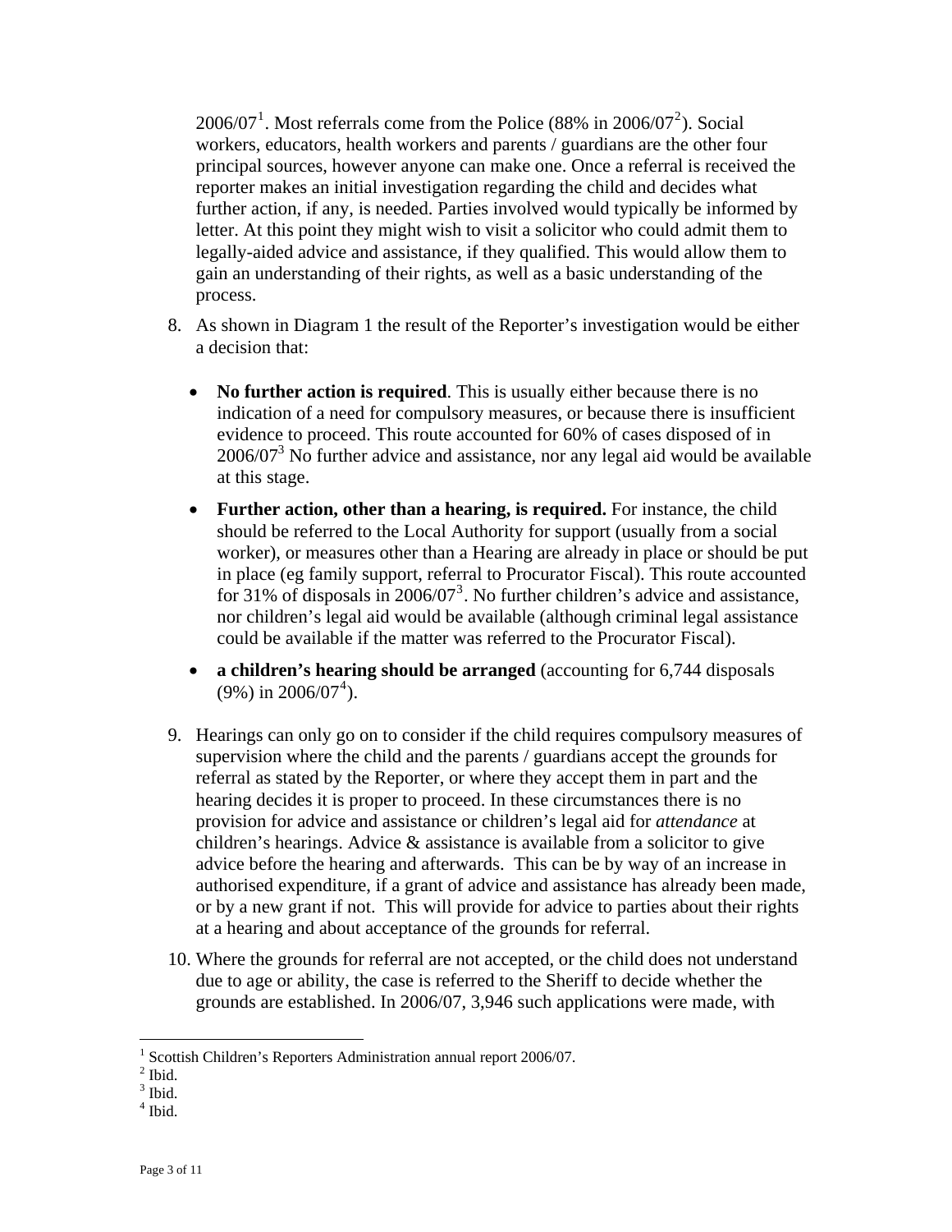2006/07[1]. Most referrals come from the Police (88% in 2006/07[2]). Social workers, educators, health workers and parents / guardians are the other four principal sources, however anyone can make one. Once a referral is received the reporter makes an initial investigation regarding the child and decides what further action, if any, is needed. Parties involved would typically be informed by letter. At this point they might wish to visit a solicitor who could admit them to legally-aided advice and assistance, if they qualified. This would allow them to gain an understanding of their rights, as well as a basic understanding of the process.

8. As shown in Diagram 1 the result of the Reporter's investigation would be either a decision that:

   - **No further action is required**. This is usually either because there is no indication of a need for compulsory measures, or because there is insufficient evidence to proceed. This route accounted for 60% of cases disposed of in 2006/07[3] No further advice and assistance, nor any legal aid would be available at this stage.
   - **Further action, other than a hearing, is required.** For instance, the child should be referred to the Local Authority for support (usually from a social worker), or measures other than a Hearing are already in place or should be put in place (eg family support, referral to Procurator Fiscal). This route accounted for 31% of disposals in 2006/07[3]. No further children's advice and assistance, nor children's legal aid would be available (although criminal legal assistance could be available if the matter was referred to the Procurator Fiscal).
   - **a children's hearing should be arranged** (accounting for 6,744 disposals (9%) in 2006/07[4]).

9. Hearings can only go on to consider if the child requires compulsory measures of supervision where the child and the parents / guardians accept the grounds for referral as stated by the Reporter, or where they accept them in part and the hearing decides it is proper to proceed. In these circumstances there is no provision for advice and assistance or children's legal aid for *attendance* at children's hearings. Advice & assistance is available from a solicitor to give advice before the hearing and afterwards. This can be by way of an increase in authorised expenditure, if a grant of advice and assistance has already been made, or by a new grant if not. This will provide for advice to parties about their rights at a hearing and about acceptance of the grounds for referral.

10. Where the grounds for referral are not accepted, or the child does not understand due to age or ability, the case is referred to the Sheriff to decide whether the grounds are established. In 2006/07, 3,946 such applications were made, with

---

[1] Scottish Children's Reporters Administration annual report 2006/07.
[2] Ibid.
[3] Ibid.
[4] Ibid.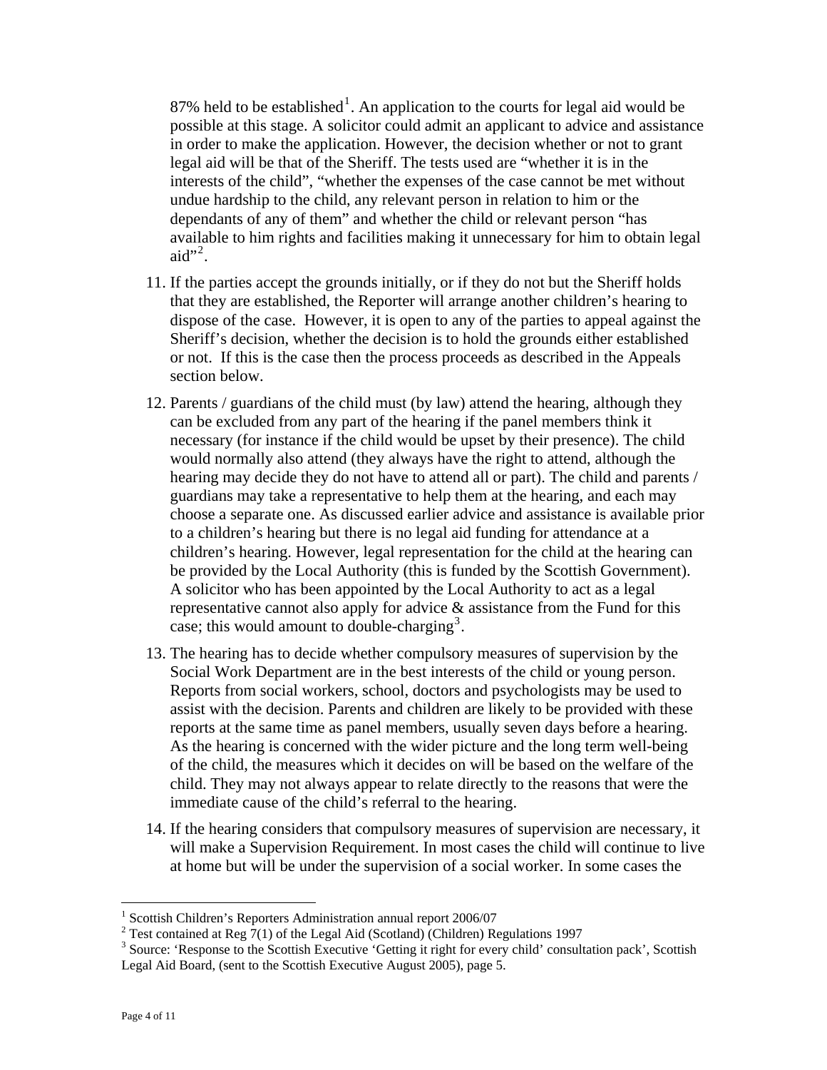87% held to be established[1]. An application to the courts for legal aid would be possible at this stage. A solicitor could admit an applicant to advice and assistance in order to make the application. However, the decision whether or not to grant legal aid will be that of the Sheriff. The tests used are "whether it is in the interests of the child", "whether the expenses of the case cannot be met without undue hardship to the child, any relevant person in relation to him or the dependants of any of them" and whether the child or relevant person "has available to him rights and facilities making it unnecessary for him to obtain legal aid"[2].

11. If the parties accept the grounds initially, or if they do not but the Sheriff holds that they are established, the Reporter will arrange another children's hearing to dispose of the case. However, it is open to any of the parties to appeal against the Sheriff's decision, whether the decision is to hold the grounds either established or not. If this is the case then the process proceeds as described in the Appeals section below.

12. Parents / guardians of the child must (by law) attend the hearing, although they can be excluded from any part of the hearing if the panel members think it necessary (for instance if the child would be upset by their presence). The child would normally also attend (they always have the right to attend, although the hearing may decide they do not have to attend all or part). The child and parents / guardians may take a representative to help them at the hearing, and each may choose a separate one. As discussed earlier advice and assistance is available prior to a children's hearing but there is no legal aid funding for attendance at a children's hearing. However, legal representation for the child at the hearing can be provided by the Local Authority (this is funded by the Scottish Government). A solicitor who has been appointed by the Local Authority to act as a legal representative cannot also apply for advice & assistance from the Fund for this case; this would amount to double-charging[3].

13. The hearing has to decide whether compulsory measures of supervision by the Social Work Department are in the best interests of the child or young person. Reports from social workers, school, doctors and psychologists may be used to assist with the decision. Parents and children are likely to be provided with these reports at the same time as panel members, usually seven days before a hearing. As the hearing is concerned with the wider picture and the long term well-being of the child, the measures which it decides on will be based on the welfare of the child. They may not always appear to relate directly to the reasons that were the immediate cause of the child's referral to the hearing.

14. If the hearing considers that compulsory measures of supervision are necessary, it will make a Supervision Requirement. In most cases the child will continue to live at home but will be under the supervision of a social worker. In some cases the

---

[1] Scottish Children's Reporters Administration annual report 2006/07

[2] Test contained at Reg 7(1) of the Legal Aid (Scotland) (Children) Regulations 1997

[3] Source: 'Response to the Scottish Executive 'Getting it right for every child' consultation pack', Scottish Legal Aid Board, (sent to the Scottish Executive August 2005), page 5.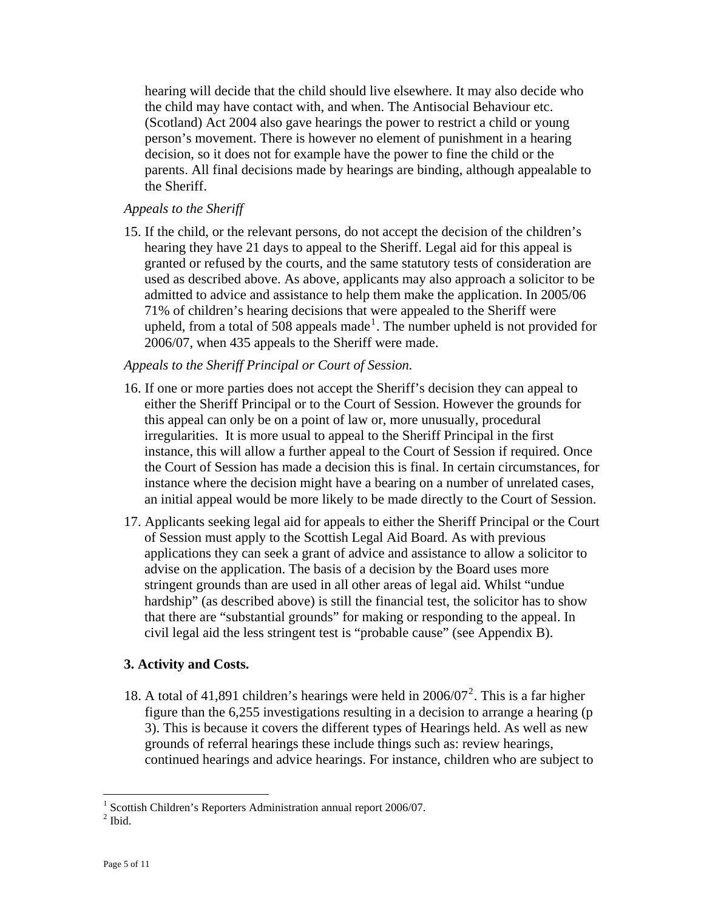hearing will decide that the child should live elsewhere. It may also decide who the child may have contact with, and when. The Antisocial Behaviour etc. (Scotland) Act 2004 also gave hearings the power to restrict a child or young person's movement. There is however no element of punishment in a hearing decision, so it does not for example have the power to fine the child or the parents. All final decisions made by hearings are binding, although appealable to the Sheriff.

*Appeals to the Sheriff*

15. If the child, or the relevant persons, do not accept the decision of the children's hearing they have 21 days to appeal to the Sheriff. Legal aid for this appeal is granted or refused by the courts, and the same statutory tests of consideration are used as described above. As above, applicants may also approach a solicitor to be admitted to advice and assistance to help them make the application. In 2005/06 71% of children's hearing decisions that were appealed to the Sheriff were upheld, from a total of 508 appeals made[1]. The number upheld is not provided for 2006/07, when 435 appeals to the Sheriff were made.

*Appeals to the Sheriff Principal or Court of Session.*

16. If one or more parties does not accept the Sheriff's decision they can appeal to either the Sheriff Principal or to the Court of Session. However the grounds for this appeal can only be on a point of law or, more unusually, procedural irregularities. It is more usual to appeal to the Sheriff Principal in the first instance, this will allow a further appeal to the Court of Session if required. Once the Court of Session has made a decision this is final. In certain circumstances, for instance where the decision might have a bearing on a number of unrelated cases, an initial appeal would be more likely to be made directly to the Court of Session.

17. Applicants seeking legal aid for appeals to either the Sheriff Principal or the Court of Session must apply to the Scottish Legal Aid Board. As with previous applications they can seek a grant of advice and assistance to allow a solicitor to advise on the application. The basis of a decision by the Board uses more stringent grounds than are used in all other areas of legal aid. Whilst "undue hardship" (as described above) is still the financial test, the solicitor has to show that there are "substantial grounds" for making or responding to the appeal. In civil legal aid the less stringent test is "probable cause" (see Appendix B).

## 3. Activity and Costs.

18. A total of 41,891 children's hearings were held in 2006/07[2]. This is a far higher figure than the 6,255 investigations resulting in a decision to arrange a hearing (p 3). This is because it covers the different types of Hearings held. As well as new grounds of referral hearings these include things such as: review hearings, continued hearings and advice hearings. For instance, children who are subject to

[1] Scottish Children's Reporters Administration annual report 2006/07.
[2] Ibid.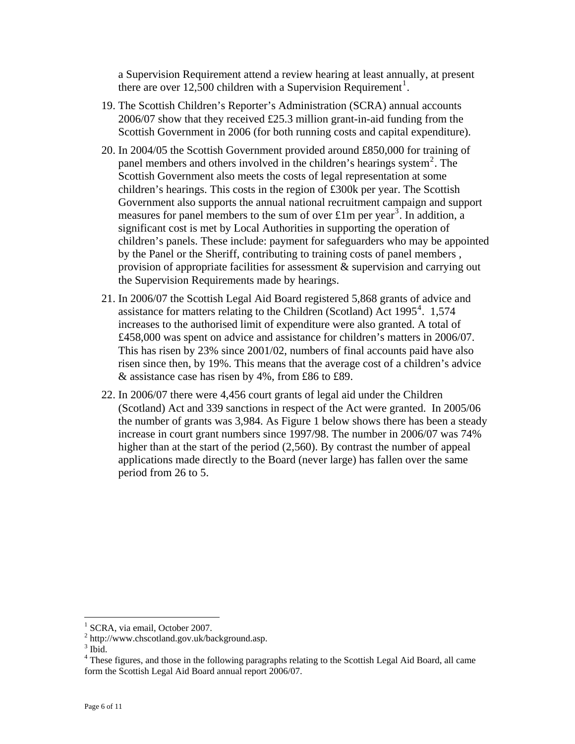a Supervision Requirement attend a review hearing at least annually, at present there are over 12,500 children with a Supervision Requirement[1].

19. The Scottish Children's Reporter's Administration (SCRA) annual accounts 2006/07 show that they received £25.3 million grant-in-aid funding from the Scottish Government in 2006 (for both running costs and capital expenditure).

20. In 2004/05 the Scottish Government provided around £850,000 for training of panel members and others involved in the children's hearings system[2]. The Scottish Government also meets the costs of legal representation at some children's hearings. This costs in the region of £300k per year. The Scottish Government also supports the annual national recruitment campaign and support measures for panel members to the sum of over £1m per year[3]. In addition, a significant cost is met by Local Authorities in supporting the operation of children's panels. These include: payment for safeguarders who may be appointed by the Panel or the Sheriff, contributing to training costs of panel members , provision of appropriate facilities for assessment & supervision and carrying out the Supervision Requirements made by hearings.

21. In 2006/07 the Scottish Legal Aid Board registered 5,868 grants of advice and assistance for matters relating to the Children (Scotland) Act 1995[4]. 1,574 increases to the authorised limit of expenditure were also granted. A total of £458,000 was spent on advice and assistance for children's matters in 2006/07. This has risen by 23% since 2001/02, numbers of final accounts paid have also risen since then, by 19%. This means that the average cost of a children's advice & assistance case has risen by 4%, from £86 to £89.

22. In 2006/07 there were 4,456 court grants of legal aid under the Children (Scotland) Act and 339 sanctions in respect of the Act were granted. In 2005/06 the number of grants was 3,984. As Figure 1 below shows there has been a steady increase in court grant numbers since 1997/98. The number in 2006/07 was 74% higher than at the start of the period (2,560). By contrast the number of appeal applications made directly to the Board (never large) has fallen over the same period from 26 to 5.

---

[1] SCRA, via email, October 2007.

[2] http://www.chscotland.gov.uk/background.asp.

[3] Ibid.

[4] These figures, and those in the following paragraphs relating to the Scottish Legal Aid Board, all came form the Scottish Legal Aid Board annual report 2006/07.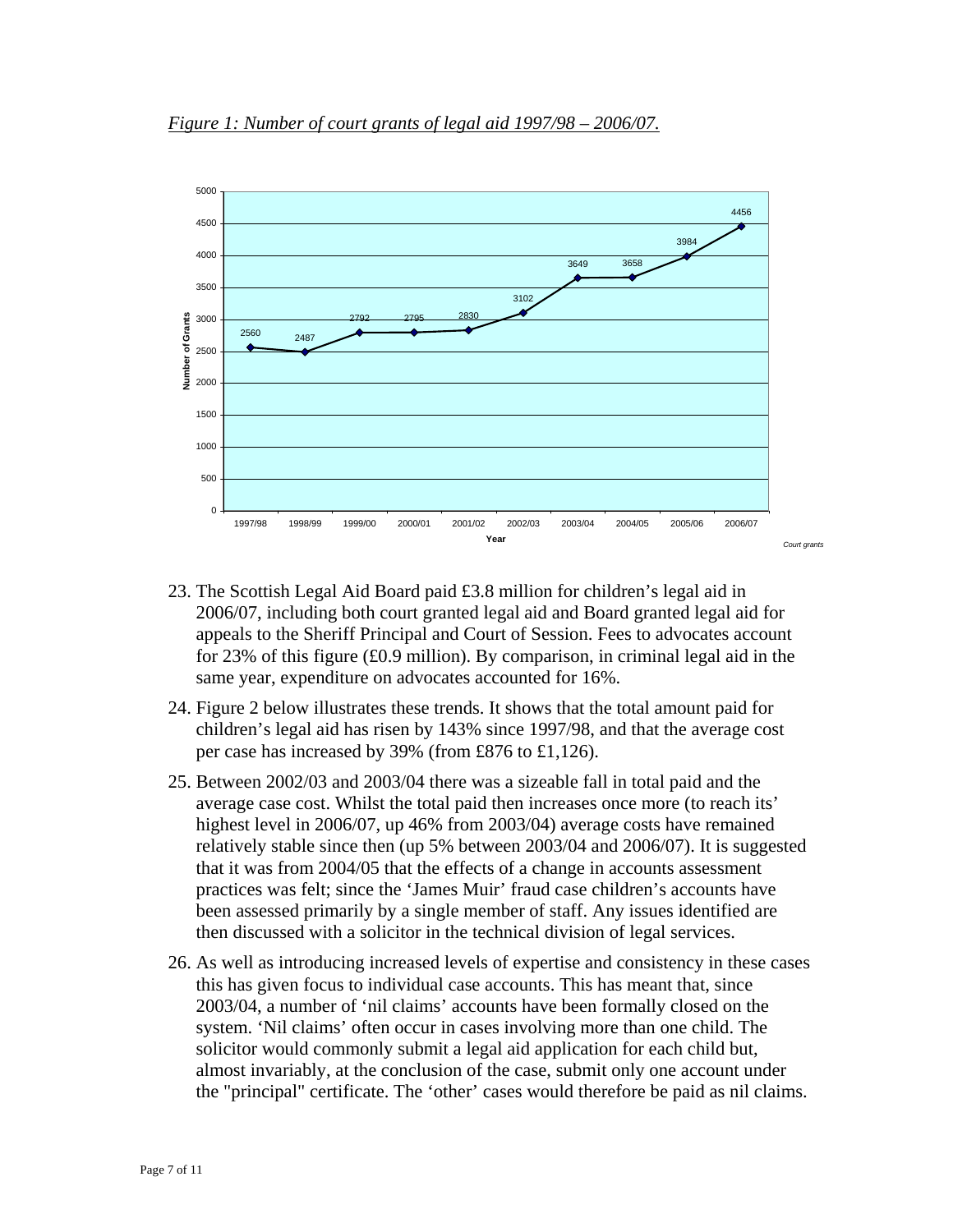*Figure 1: Number of court grants of legal aid 1997/98 – 2006/07.*

| Year | Number of Grants |
|---|---|
| 1997/98 | 2560 |
| 1998/99 | 2487 |
| 1999/00 | 2792 |
| 2000/01 | 2795 |
| 2001/02 | 2830 |
| 2002/03 | 3102 |
| 2003/04 | 3649 |
| 2004/05 | 3658 |
| 2005/06 | 3984 |
| 2006/07 | 4456 |

*Court grants*

23. The Scottish Legal Aid Board paid £3.8 million for children's legal aid in 2006/07, including both court granted legal aid and Board granted legal aid for appeals to the Sheriff Principal and Court of Session. Fees to advocates account for 23% of this figure (£0.9 million). By comparison, in criminal legal aid in the same year, expenditure on advocates accounted for 16%.

24. Figure 2 below illustrates these trends. It shows that the total amount paid for children's legal aid has risen by 143% since 1997/98, and that the average cost per case has increased by 39% (from £876 to £1,126).

25. Between 2002/03 and 2003/04 there was a sizeable fall in total paid and the average case cost. Whilst the total paid then increases once more (to reach its' highest level in 2006/07, up 46% from 2003/04) average costs have remained relatively stable since then (up 5% between 2003/04 and 2006/07). It is suggested that it was from 2004/05 that the effects of a change in accounts assessment practices was felt; since the 'James Muir' fraud case children's accounts have been assessed primarily by a single member of staff. Any issues identified are then discussed with a solicitor in the technical division of legal services.

26. As well as introducing increased levels of expertise and consistency in these cases this has given focus to individual case accounts. This has meant that, since 2003/04, a number of 'nil claims' accounts have been formally closed on the system. 'Nil claims' often occur in cases involving more than one child. The solicitor would commonly submit a legal aid application for each child but, almost invariably, at the conclusion of the case, submit only one account under the "principal" certificate. The 'other' cases would therefore be paid as nil claims.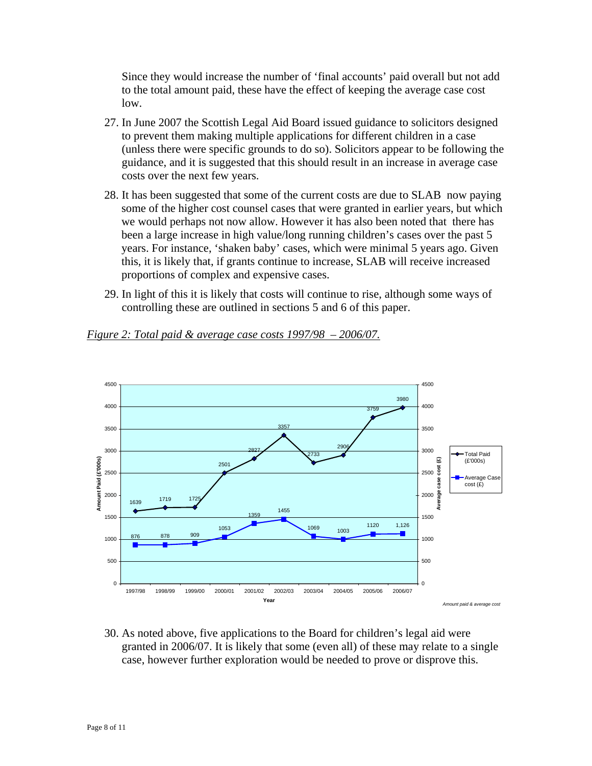Since they would increase the number of 'final accounts' paid overall but not add to the total amount paid, these have the effect of keeping the average case cost low.

27. In June 2007 the Scottish Legal Aid Board issued guidance to solicitors designed to prevent them making multiple applications for different children in a case (unless there were specific grounds to do so). Solicitors appear to be following the guidance, and it is suggested that this should result in an increase in average case costs over the next few years.

28. It has been suggested that some of the current costs are due to SLAB now paying some of the higher cost counsel cases that were granted in earlier years, but which we would perhaps not now allow. However it has also been noted that there has been a large increase in high value/long running children's cases over the past 5 years. For instance, 'shaken baby' cases, which were minimal 5 years ago. Given this, it is likely that, if grants continue to increase, SLAB will receive increased proportions of complex and expensive cases.

29. In light of this it is likely that costs will continue to rise, although some ways of controlling these are outlined in sections 5 and 6 of this paper.

*Figure 2: Total paid & average case costs 1997/98 – 2006/07.*

| Year | Total Paid (£'000s) | Average Case cost (£) |
|---|---|---|
| 1997/98 | 1639 | 876 |
| 1998/99 | 1719 | 878 |
| 1999/00 | 1725 | 909 |
| 2000/01 | 2501 | 1053 |
| 2001/02 | 2827 | 1359 |
| 2002/03 | 3357 | 1455 |
| 2003/04 | 2733 | 1069 |
| 2004/05 | 2906 | 1003 |
| 2005/06 | 3759 | 1120 |
| 2006/07 | 3980 | 1,126 |

*Amount paid & average cost*

30. As noted above, five applications to the Board for children's legal aid were granted in 2006/07. It is likely that some (even all) of these may relate to a single case, however further exploration would be needed to prove or disprove this.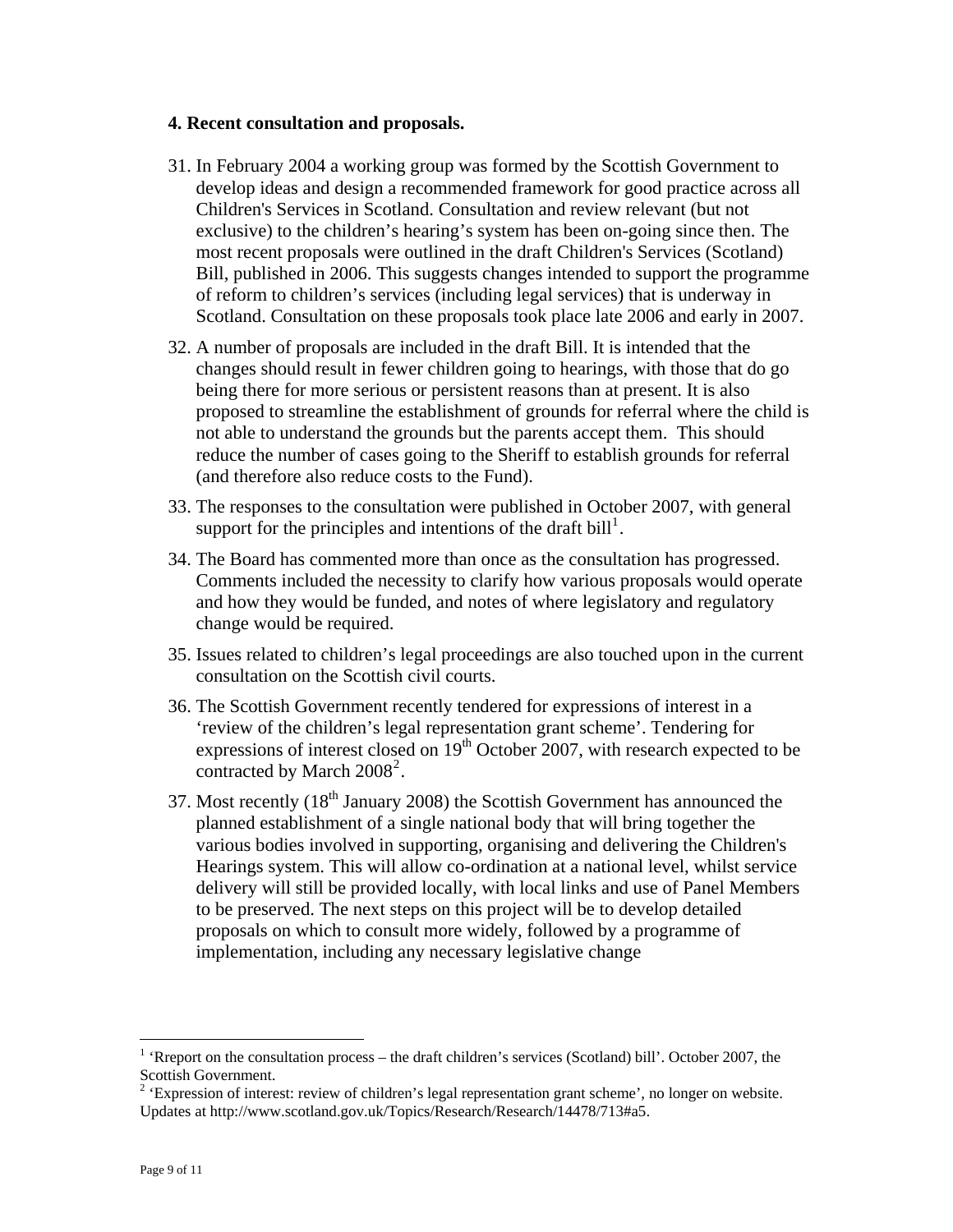## 4. Recent consultation and proposals.

31. In February 2004 a working group was formed by the Scottish Government to develop ideas and design a recommended framework for good practice across all Children's Services in Scotland. Consultation and review relevant (but not exclusive) to the children's hearing's system has been on-going since then. The most recent proposals were outlined in the draft Children's Services (Scotland) Bill, published in 2006. This suggests changes intended to support the programme of reform to children's services (including legal services) that is underway in Scotland. Consultation on these proposals took place late 2006 and early in 2007.

32. A number of proposals are included in the draft Bill. It is intended that the changes should result in fewer children going to hearings, with those that do go being there for more serious or persistent reasons than at present. It is also proposed to streamline the establishment of grounds for referral where the child is not able to understand the grounds but the parents accept them. This should reduce the number of cases going to the Sheriff to establish grounds for referral (and therefore also reduce costs to the Fund).

33. The responses to the consultation were published in October 2007, with general support for the principles and intentions of the draft bill[1].

34. The Board has commented more than once as the consultation has progressed. Comments included the necessity to clarify how various proposals would operate and how they would be funded, and notes of where legislatory and regulatory change would be required.

35. Issues related to children's legal proceedings are also touched upon in the current consultation on the Scottish civil courts.

36. The Scottish Government recently tendered for expressions of interest in a 'review of the children's legal representation grant scheme'. Tendering for expressions of interest closed on 19th October 2007, with research expected to be contracted by March 2008[2].

37. Most recently (18th January 2008) the Scottish Government has announced the planned establishment of a single national body that will bring together the various bodies involved in supporting, organising and delivering the Children's Hearings system. This will allow co-ordination at a national level, whilst service delivery will still be provided locally, with local links and use of Panel Members to be preserved. The next steps on this project will be to develop detailed proposals on which to consult more widely, followed by a programme of implementation, including any necessary legislative change

---

[1] 'Rreport on the consultation process – the draft children's services (Scotland) bill'. October 2007, the Scottish Government.

[2] 'Expression of interest: review of children's legal representation grant scheme', no longer on website. Updates at http://www.scotland.gov.uk/Topics/Research/Research/14478/713#a5.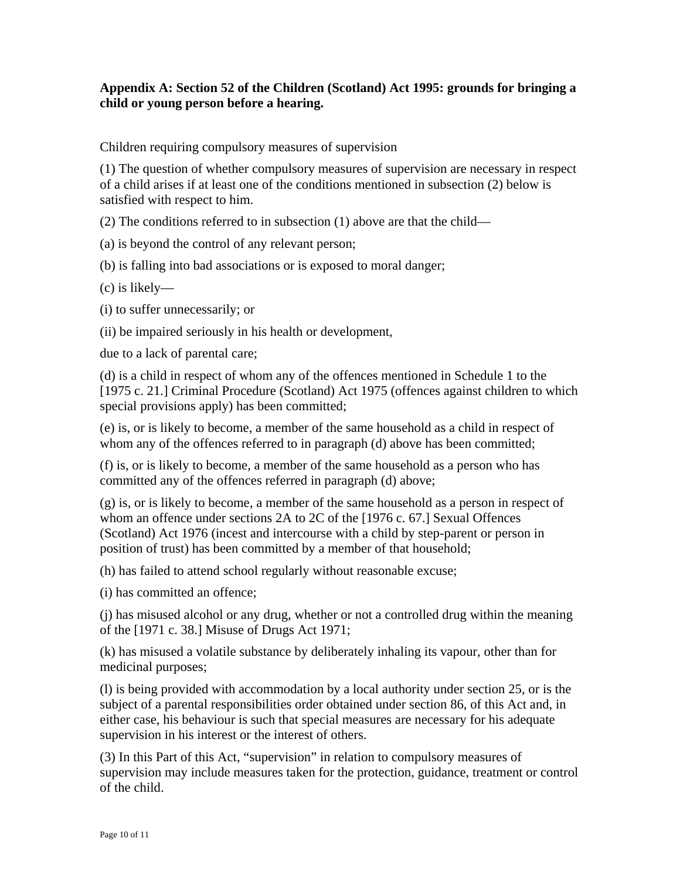**Appendix A: Section 52 of the Children (Scotland) Act 1995: grounds for bringing a child or young person before a hearing.**

Children requiring compulsory measures of supervision

(1) The question of whether compulsory measures of supervision are necessary in respect of a child arises if at least one of the conditions mentioned in subsection (2) below is satisfied with respect to him.

(2) The conditions referred to in subsection (1) above are that the child—

(a) is beyond the control of any relevant person;

(b) is falling into bad associations or is exposed to moral danger;

(c) is likely—

(i) to suffer unnecessarily; or

(ii) be impaired seriously in his health or development,

due to a lack of parental care;

(d) is a child in respect of whom any of the offences mentioned in Schedule 1 to the [1975 c. 21.] Criminal Procedure (Scotland) Act 1975 (offences against children to which special provisions apply) has been committed;

(e) is, or is likely to become, a member of the same household as a child in respect of whom any of the offences referred to in paragraph (d) above has been committed;

(f) is, or is likely to become, a member of the same household as a person who has committed any of the offences referred in paragraph (d) above;

(g) is, or is likely to become, a member of the same household as a person in respect of whom an offence under sections 2A to 2C of the [1976 c. 67.] Sexual Offences (Scotland) Act 1976 (incest and intercourse with a child by step-parent or person in position of trust) has been committed by a member of that household;

(h) has failed to attend school regularly without reasonable excuse;

(i) has committed an offence;

(j) has misused alcohol or any drug, whether or not a controlled drug within the meaning of the [1971 c. 38.] Misuse of Drugs Act 1971;

(k) has misused a volatile substance by deliberately inhaling its vapour, other than for medicinal purposes;

(l) is being provided with accommodation by a local authority under section 25, or is the subject of a parental responsibilities order obtained under section 86, of this Act and, in either case, his behaviour is such that special measures are necessary for his adequate supervision in his interest or the interest of others.

(3) In this Part of this Act, "supervision" in relation to compulsory measures of supervision may include measures taken for the protection, guidance, treatment or control of the child.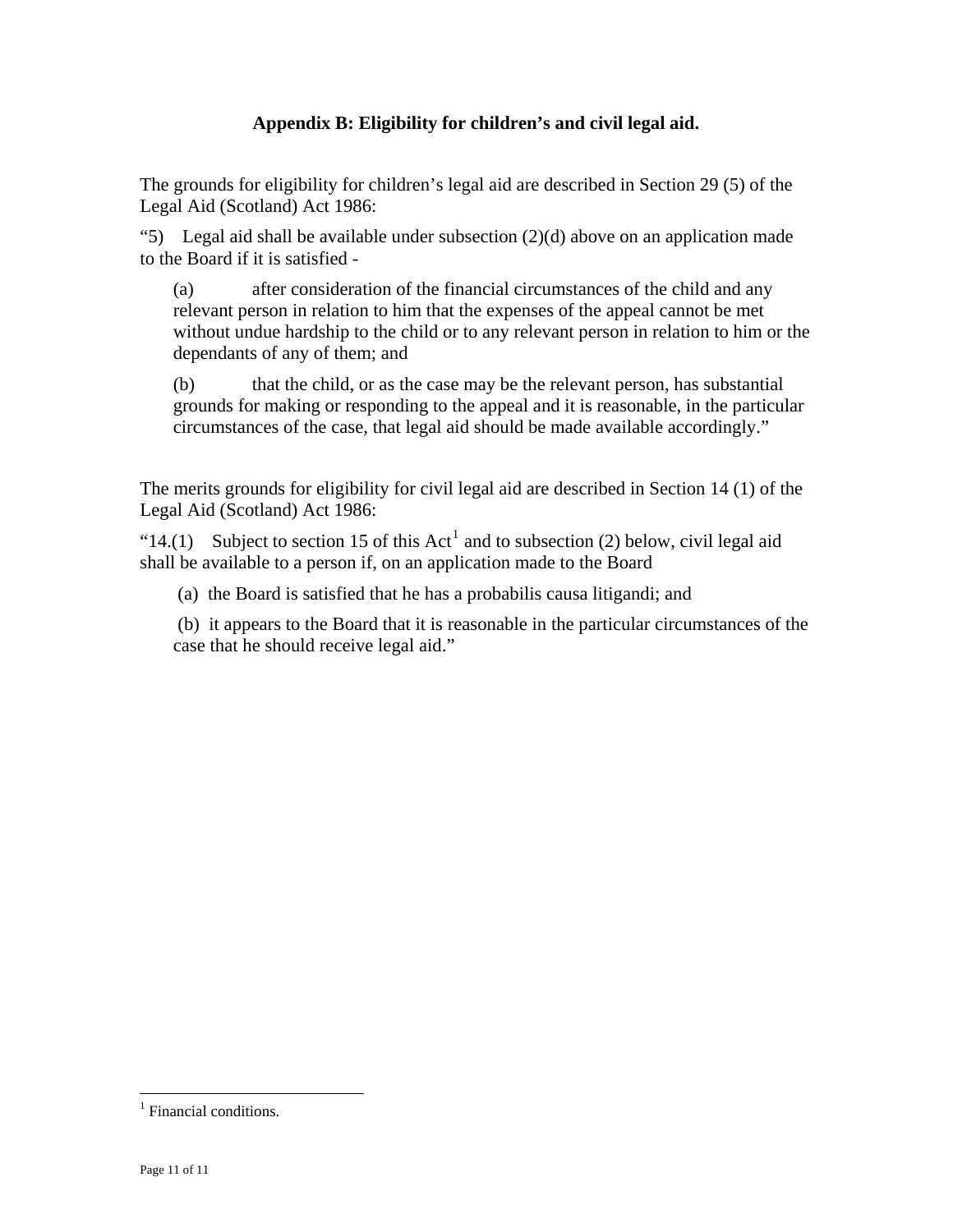### Appendix B: Eligibility for children's and civil legal aid.

The grounds for eligibility for children's legal aid are described in Section 29 (5) of the Legal Aid (Scotland) Act 1986:

"5) Legal aid shall be available under subsection (2)(d) above on an application made to the Board if it is satisfied -

> (a) after consideration of the financial circumstances of the child and any relevant person in relation to him that the expenses of the appeal cannot be met without undue hardship to the child or to any relevant person in relation to him or the dependants of any of them; and
>
> (b) that the child, or as the case may be the relevant person, has substantial grounds for making or responding to the appeal and it is reasonable, in the particular circumstances of the case, that legal aid should be made available accordingly."

The merits grounds for eligibility for civil legal aid are described in Section 14 (1) of the Legal Aid (Scotland) Act 1986:

"14.(1) Subject to section 15 of this Act[1] and to subsection (2) below, civil legal aid shall be available to a person if, on an application made to the Board

> (a) the Board is satisfied that he has a probabilis causa litigandi; and
>
> (b) it appears to the Board that it is reasonable in the particular circumstances of the case that he should receive legal aid."

---

[1] Financial conditions.